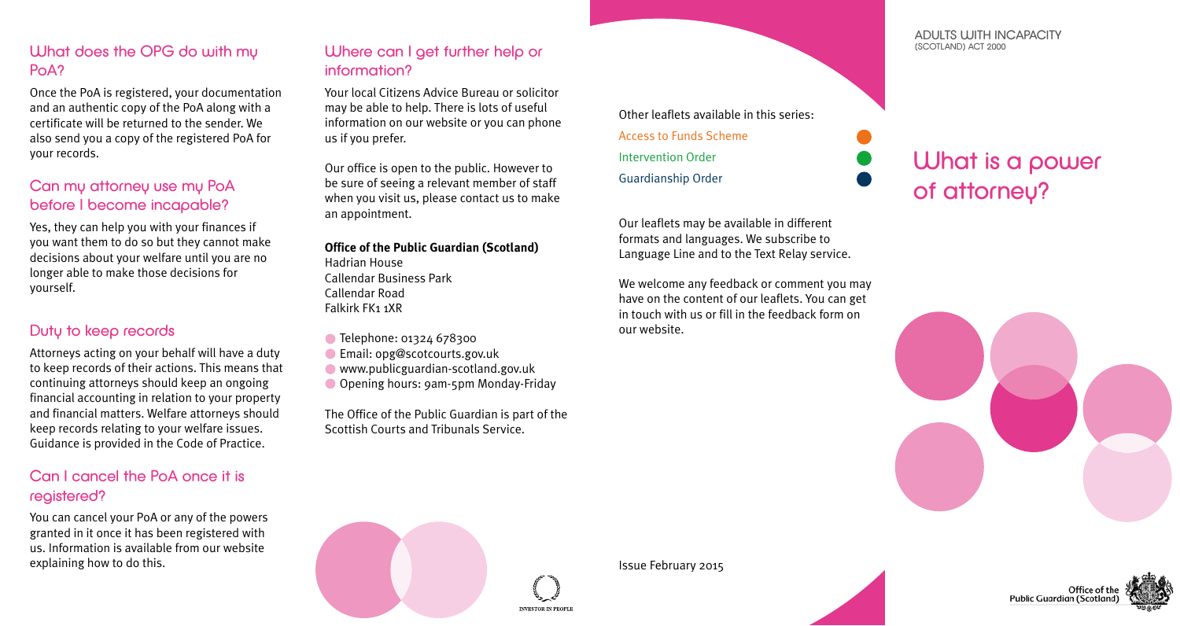## What does the OPG do with my PoA?

Once the PoA is registered, your documentation and an authentic copy of the PoA along with a certificate will be returned to the sender. We also send you a copy of the registered PoA for your records.

## Can my attorney use my PoA before I become incapable?

Yes, they can help you with your finances if you want them to do so but they cannot make decisions about your welfare until you are no longer able to make those decisions for yourself.

## Duty to keep records

Attorneys acting on your behalf will have a duty to keep records of their actions. This means that continuing attorneys should keep an ongoing financial accounting in relation to your property and financial matters. Welfare attorneys should keep records relating to your welfare issues. Guidance is provided in the Code of Practice.

## Can I cancel the PoA once it is registered?

You can cancel your PoA or any of the powers granted in it once it has been registered with us. Information is available from our website explaining how to do this.

## Where can I get further help or information?

Your local Citizens Advice Bureau or solicitor may be able to help. There is lots of useful information on our website or you can phone us if you prefer.

Our office is open to the public. However to be sure of seeing a relevant member of staff when you visit us, please contact us to make an appointment.

**Office of the Public Guardian (Scotland)**
Hadrian House
Callendar Business Park
Callendar Road
Falkirk FK1 1XR

- Telephone: 01324 678300
- Email: opg@scotcourts.gov.uk
- www.publicguardian-scotland.gov.uk
- Opening hours: 9am-5pm Monday-Friday

The Office of the Public Guardian is part of the Scottish Courts and Tribunals Service.

INVESTOR IN PEOPLE

Other leaflets available in this series:

- Access to Funds Scheme
- Intervention Order
- Guardianship Order

Our leaflets may be available in different formats and languages. We subscribe to Language Line and to the Text Relay service.

We welcome any feedback or comment you may have on the content of our leaflets. You can get in touch with us or fill in the feedback form on our website.

Issue February 2015

ADULTS WITH INCAPACITY (SCOTLAND) ACT 2000

# What is a power of attorney?

Office of the Public Guardian (Scotland)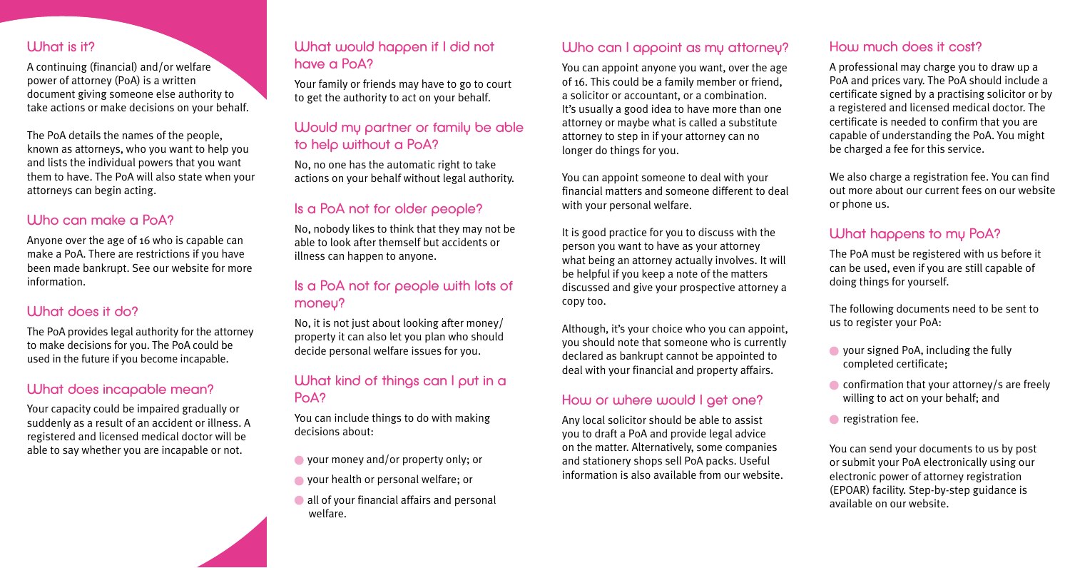## What is it?

A continuing (financial) and/or welfare power of attorney (PoA) is a written document giving someone else authority to take actions or make decisions on your behalf.

The PoA details the names of the people, known as attorneys, who you want to help you and lists the individual powers that you want them to have. The PoA will also state when your attorneys can begin acting.

## Who can make a PoA?

Anyone over the age of 16 who is capable can make a PoA. There are restrictions if you have been made bankrupt. See our website for more information.

## What does it do?

The PoA provides legal authority for the attorney to make decisions for you. The PoA could be used in the future if you become incapable.

## What does incapable mean?

Your capacity could be impaired gradually or suddenly as a result of an accident or illness. A registered and licensed medical doctor will be able to say whether you are incapable or not.

## What would happen if I did not have a PoA?

Your family or friends may have to go to court to get the authority to act on your behalf.

## Would my partner or family be able to help without a PoA?

No, no one has the automatic right to take actions on your behalf without legal authority.

## Is a PoA not for older people?

No, nobody likes to think that they may not be able to look after themself but accidents or illness can happen to anyone.

## Is a PoA not for people with lots of money?

No, it is not just about looking after money/ property it can also let you plan who should decide personal welfare issues for you.

## What kind of things can I put in a PoA?

You can include things to do with making decisions about:

- your money and/or property only; or
- your health or personal welfare; or
- all of your financial affairs and personal welfare.

## Who can I appoint as my attorney?

You can appoint anyone you want, over the age of 16. This could be a family member or friend, a solicitor or accountant, or a combination. It's usually a good idea to have more than one attorney or maybe what is called a substitute attorney to step in if your attorney can no longer do things for you.

You can appoint someone to deal with your financial matters and someone different to deal with your personal welfare.

It is good practice for you to discuss with the person you want to have as your attorney what being an attorney actually involves. It will be helpful if you keep a note of the matters discussed and give your prospective attorney a copy too.

Although, it's your choice who you can appoint, you should note that someone who is currently declared as bankrupt cannot be appointed to deal with your financial and property affairs.

## How or where would I get one?

Any local solicitor should be able to assist you to draft a PoA and provide legal advice on the matter. Alternatively, some companies and stationery shops sell PoA packs. Useful information is also available from our website.

## How much does it cost?

A professional may charge you to draw up a PoA and prices vary. The PoA should include a certificate signed by a practising solicitor or by a registered and licensed medical doctor. The certificate is needed to confirm that you are capable of understanding the PoA. You might be charged a fee for this service.

We also charge a registration fee. You can find out more about our current fees on our website or phone us.

## What happens to my PoA?

The PoA must be registered with us before it can be used, even if you are still capable of doing things for yourself.

The following documents need to be sent to us to register your PoA:

- your signed PoA, including the fully completed certificate;
- confirmation that your attorney/s are freely willing to act on your behalf; and
- registration fee.

You can send your documents to us by post or submit your PoA electronically using our electronic power of attorney registration (EPOAR) facility. Step-by-step guidance is available on our website.